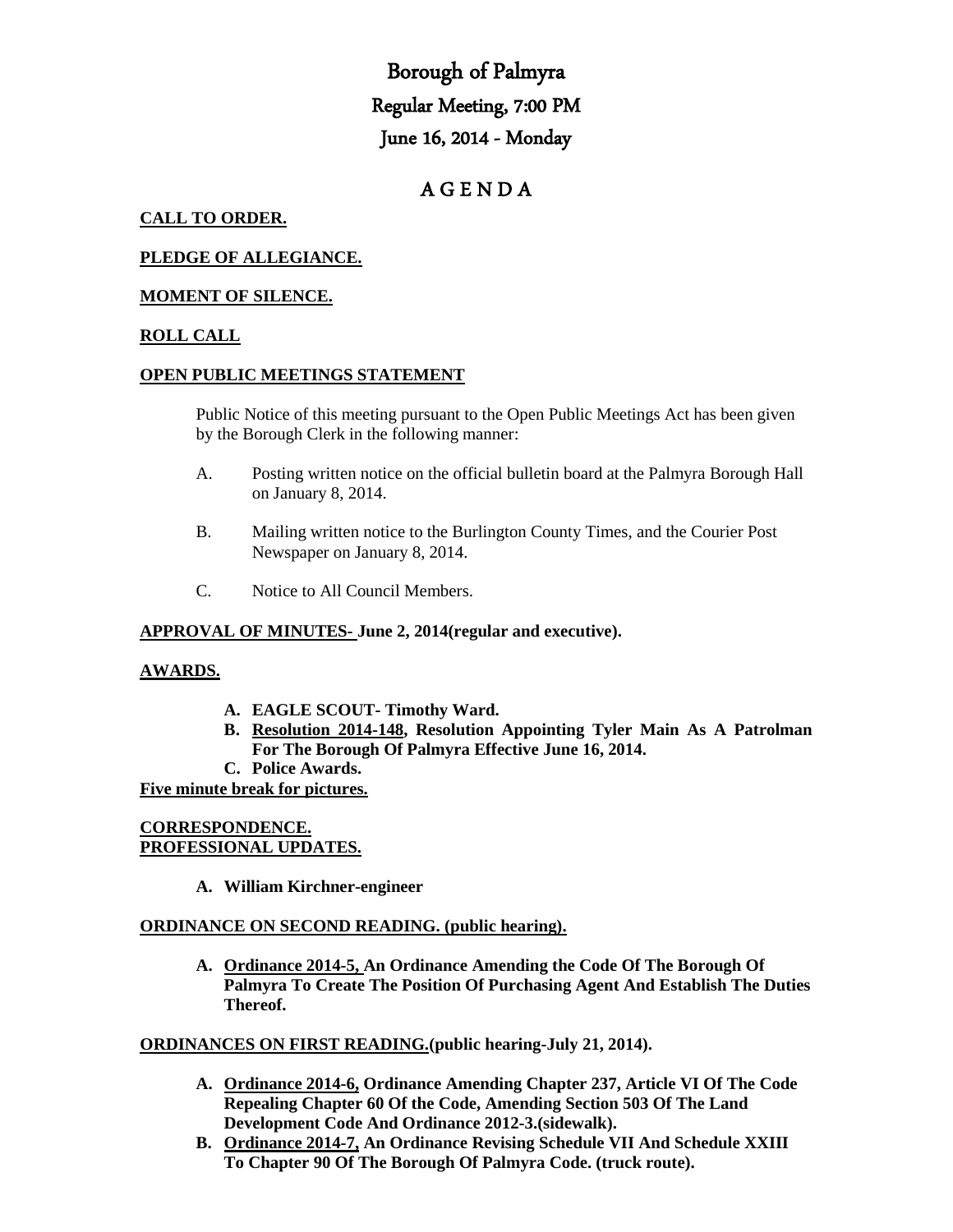# Borough of Palmyra

## Regular Meeting, 7:00 PM

## June 16, 2014 - Monday

## A G E N D A

**CALL TO ORDER.**

**PLEDGE OF ALLEGIANCE.**

**MOMENT OF SILENCE.**

**ROLL CALL**

**OPEN PUBLIC MEETINGS STATEMENT**

Public Notice of this meeting pursuant to the Open Public Meetings Act has been given by the Borough Clerk in the following manner:

A. Posting written notice on the official bulletin board at the Palmyra Borough Hall on January 8, 2014.

B. Mailing written notice to the Burlington County Times, and the Courier Post Newspaper on January 8, 2014.

C. Notice to All Council Members.

**APPROVAL OF MINUTES- June 2, 2014(regular and executive).**

**AWARDS.**

- **A. EAGLE SCOUT- Timothy Ward.**
- **B. Resolution 2014-148, Resolution Appointing Tyler Main As A Patrolman For The Borough Of Palmyra Effective June 16, 2014.**
- **C. Police Awards.**

**Five minute break for pictures.**

**CORRESPONDENCE.**

**PROFESSIONAL UPDATES.**

- **A. William Kirchner-engineer**

**ORDINANCE ON SECOND READING. (public hearing).**

- **A. Ordinance 2014-5, An Ordinance Amending the Code Of The Borough Of Palmyra To Create The Position Of Purchasing Agent And Establish The Duties Thereof.**

**ORDINANCES ON FIRST READING.(public hearing-July 21, 2014).**

- **A. Ordinance 2014-6, Ordinance Amending Chapter 237, Article VI Of The Code Repealing Chapter 60 Of the Code, Amending Section 503 Of The Land Development Code And Ordinance 2012-3.(sidewalk).**
- **B. Ordinance 2014-7, An Ordinance Revising Schedule VII And Schedule XXIII To Chapter 90 Of The Borough Of Palmyra Code. (truck route).**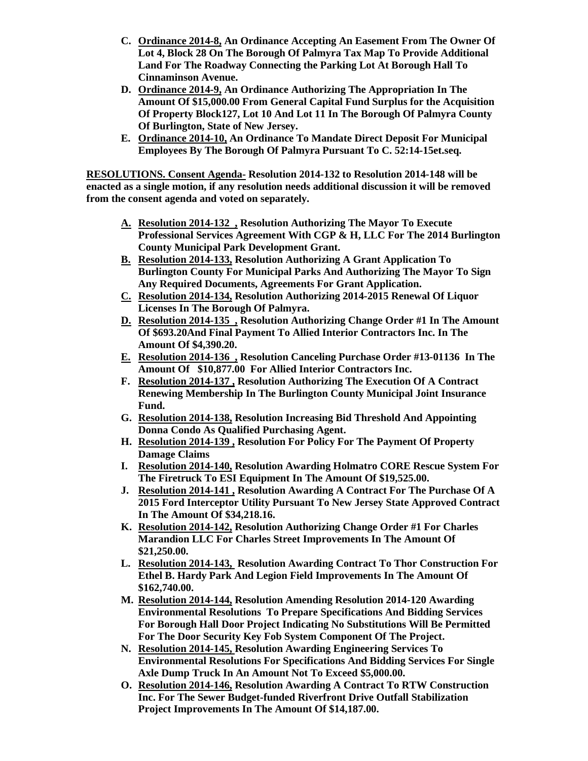- **C. <u>Ordinance 2014-8,</u> An Ordinance Accepting An Easement From The Owner Of Lot 4, Block 28 On The Borough Of Palmyra Tax Map To Provide Additional Land For The Roadway Connecting the Parking Lot At Borough Hall To Cinnaminson Avenue.**
- **D. <u>Ordinance 2014-9,</u> An Ordinance Authorizing The Appropriation In The Amount Of $15,000.00 From General Capital Fund Surplus for the Acquisition Of Property Block127, Lot 10 And Lot 11 In The Borough Of Palmyra County Of Burlington, State of New Jersey.**
- **E. <u>Ordinance 2014-10,</u> An Ordinance To Mandate Direct Deposit For Municipal Employees By The Borough Of Palmyra Pursuant To C. 52:14-15et.seq.**

**<u>RESOLUTIONS. Consent Agenda-</u> Resolution 2014-132 to Resolution 2014-148 will be enacted as a single motion, if any resolution needs additional discussion it will be removed from the consent agenda and voted on separately.**

- **<u>A.</u> <u>Resolution 2014-132 ,</u> Resolution Authorizing The Mayor To Execute Professional Services Agreement With CGP & H, LLC For The 2014 Burlington County Municipal Park Development Grant.**
- **<u>B.</u> <u>Resolution 2014-133,</u> Resolution Authorizing A Grant Application To Burlington County For Municipal Parks And Authorizing The Mayor To Sign Any Required Documents, Agreements For Grant Application.**
- **<u>C.</u> <u>Resolution 2014-134,</u> Resolution Authorizing 2014-2015 Renewal Of Liquor Licenses In The Borough Of Palmyra.**
- **<u>D.</u> <u>Resolution 2014-135 ,</u> Resolution Authorizing Change Order #1 In The Amount Of $693.20And Final Payment To Allied Interior Contractors Inc. In The Amount Of $4,390.20.**
- **<u>E.</u> <u>Resolution 2014-136 ,</u> Resolution Canceling Purchase Order #13-01136 In The Amount Of $10,877.00 For Allied Interior Contractors Inc.**
- **F. <u>Resolution 2014-137 ,</u> Resolution Authorizing The Execution Of A Contract Renewing Membership In The Burlington County Municipal Joint Insurance Fund.**
- **G. <u>Resolution 2014-138,</u> Resolution Increasing Bid Threshold And Appointing Donna Condo As Qualified Purchasing Agent.**
- **H. <u>Resolution 2014-139 ,</u> Resolution For Policy For The Payment Of Property Damage Claims**
- **I. <u>Resolution 2014-140,</u> Resolution Awarding Holmatro CORE Rescue System For The Firetruck To ESI Equipment In The Amount Of $19,525.00.**
- **J. <u>Resolution 2014-141 ,</u> Resolution Awarding A Contract For The Purchase Of A 2015 Ford Interceptor Utility Pursuant To New Jersey State Approved Contract In The Amount Of $34,218.16.**
- **K. <u>Resolution 2014-142,</u> Resolution Authorizing Change Order #1 For Charles Marandion LLC For Charles Street Improvements In The Amount Of $21,250.00.**
- **L. <u>Resolution 2014-143,</u> Resolution Awarding Contract To Thor Construction For Ethel B. Hardy Park And Legion Field Improvements In The Amount Of $162,740.00.**
- **M. <u>Resolution 2014-144,</u> Resolution Amending Resolution 2014-120 Awarding Environmental Resolutions To Prepare Specifications And Bidding Services For Borough Hall Door Project Indicating No Substitutions Will Be Permitted For The Door Security Key Fob System Component Of The Project.**
- **N. <u>Resolution 2014-145,</u> Resolution Awarding Engineering Services To Environmental Resolutions For Specifications And Bidding Services For Single Axle Dump Truck In An Amount Not To Exceed $5,000.00.**
- **O. <u>Resolution 2014-146,</u> Resolution Awarding A Contract To RTW Construction Inc. For The Sewer Budget-funded Riverfront Drive Outfall Stabilization Project Improvements In The Amount Of $14,187.00.**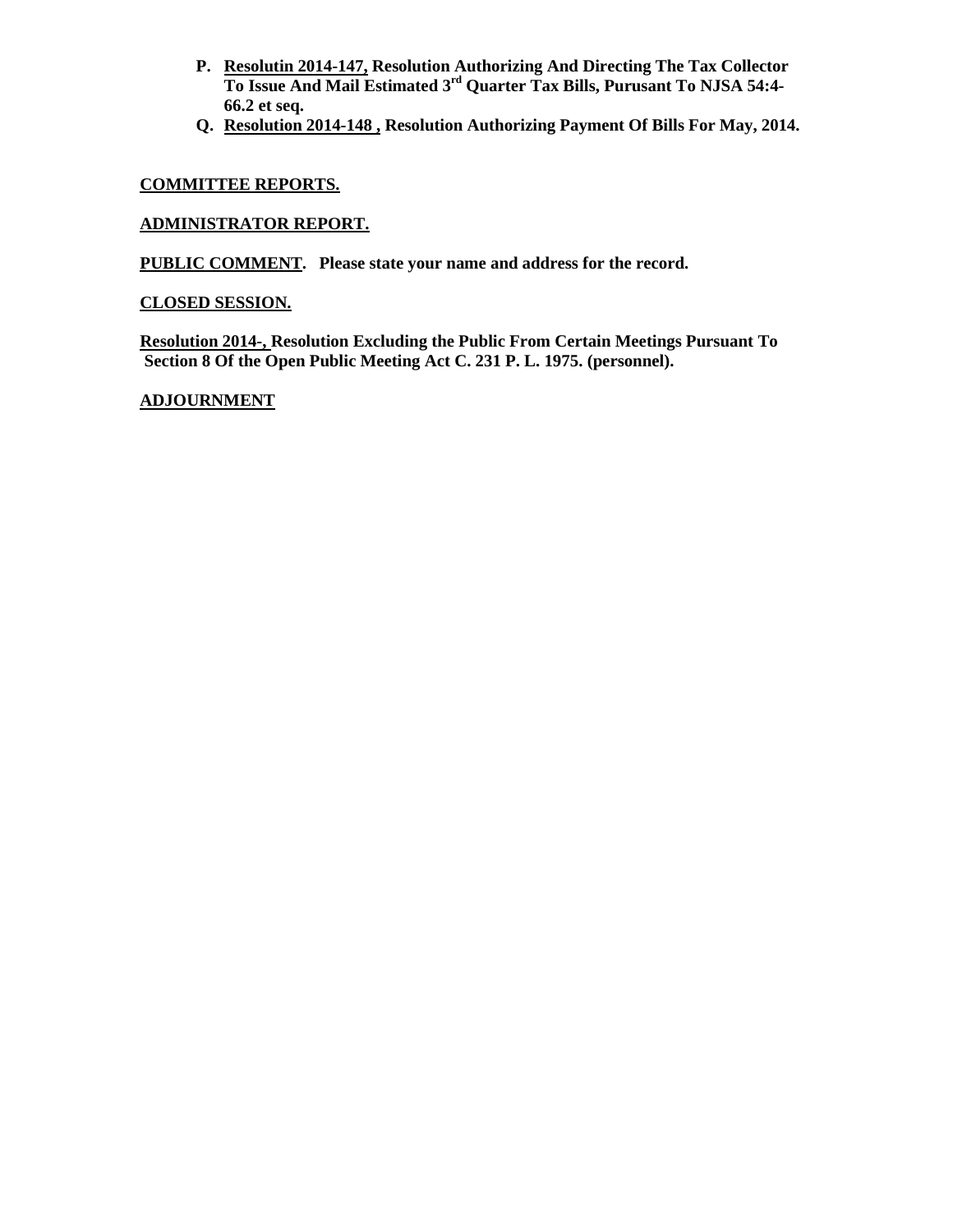P. **<u>Resolutin 2014-147,</u> Resolution Authorizing And Directing The Tax Collector To Issue And Mail Estimated 3rd Quarter Tax Bills, Purusant To NJSA 54:4-66.2 et seq.**

Q. **<u>Resolution 2014-148 ,</u> Resolution Authorizing Payment Of Bills For May, 2014.**

**<u>COMMITTEE REPORTS.</u>**

**<u>ADMINISTRATOR REPORT.</u>**

**<u>PUBLIC COMMENT</u>. Please state your name and address for the record.**

**<u>CLOSED SESSION.</u>**

**<u>Resolution 2014-,</u> Resolution Excluding the Public From Certain Meetings Pursuant To Section 8 Of the Open Public Meeting Act C. 231 P. L. 1975. (personnel).**

**<u>ADJOURNMENT</u>**